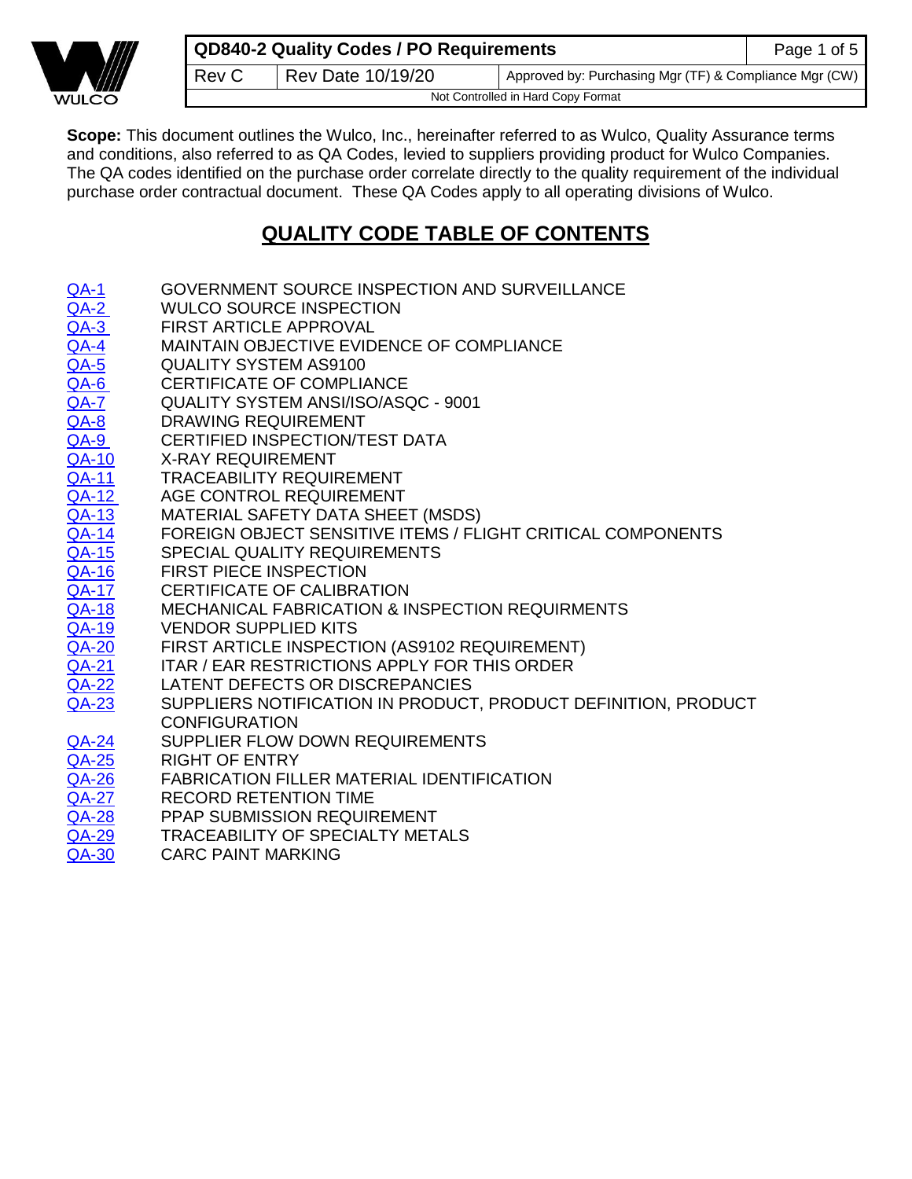**Scope:** This document outlines the Wulco, Inc., hereinafter referred to as Wulco, Quality Assurance terms and conditions, also referred to as QA Codes, levied to suppliers providing product for Wulco Companies. The QA codes identified on the purchase order correlate directly to the quality requirement of the individual purchase order contractual document. These QA Codes apply to all operating divisions of Wulco.

## QUALITY CODE TABLE OF CONTENTS

| | |
|---|---|
| QA-1 | GOVERNMENT SOURCE INSPECTION AND SURVEILLANCE |
| QA-2 | WULCO SOURCE INSPECTION |
| QA-3 | FIRST ARTICLE APPROVAL |
| QA-4 | MAINTAIN OBJECTIVE EVIDENCE OF COMPLIANCE |
| QA-5 | QUALITY SYSTEM AS9100 |
| QA-6 | CERTIFICATE OF COMPLIANCE |
| QA-7 | QUALITY SYSTEM ANSI/ISO/ASQC - 9001 |
| QA-8 | DRAWING REQUIREMENT |
| QA-9 | CERTIFIED INSPECTION/TEST DATA |
| QA-10 | X-RAY REQUIREMENT |
| QA-11 | TRACEABILITY REQUIREMENT |
| QA-12 | AGE CONTROL REQUIREMENT |
| QA-13 | MATERIAL SAFETY DATA SHEET (MSDS) |
| QA-14 | FOREIGN OBJECT SENSITIVE ITEMS / FLIGHT CRITICAL COMPONENTS |
| QA-15 | SPECIAL QUALITY REQUIREMENTS |
| QA-16 | FIRST PIECE INSPECTION |
| QA-17 | CERTIFICATE OF CALIBRATION |
| QA-18 | MECHANICAL FABRICATION & INSPECTION REQUIRMENTS |
| QA-19 | VENDOR SUPPLIED KITS |
| QA-20 | FIRST ARTICLE INSPECTION (AS9102 REQUIREMENT) |
| QA-21 | ITAR / EAR RESTRICTIONS APPLY FOR THIS ORDER |
| QA-22 | LATENT DEFECTS OR DISCREPANCIES |
| QA-23 | SUPPLIERS NOTIFICATION IN PRODUCT, PRODUCT DEFINITION, PRODUCT CONFIGURATION |
| QA-24 | SUPPLIER FLOW DOWN REQUIREMENTS |
| QA-25 | RIGHT OF ENTRY |
| QA-26 | FABRICATION FILLER MATERIAL IDENTIFICATION |
| QA-27 | RECORD RETENTION TIME |
| QA-28 | PPAP SUBMISSION REQUIREMENT |
| QA-29 | TRACEABILITY OF SPECIALTY METALS |
| QA-30 | CARC PAINT MARKING |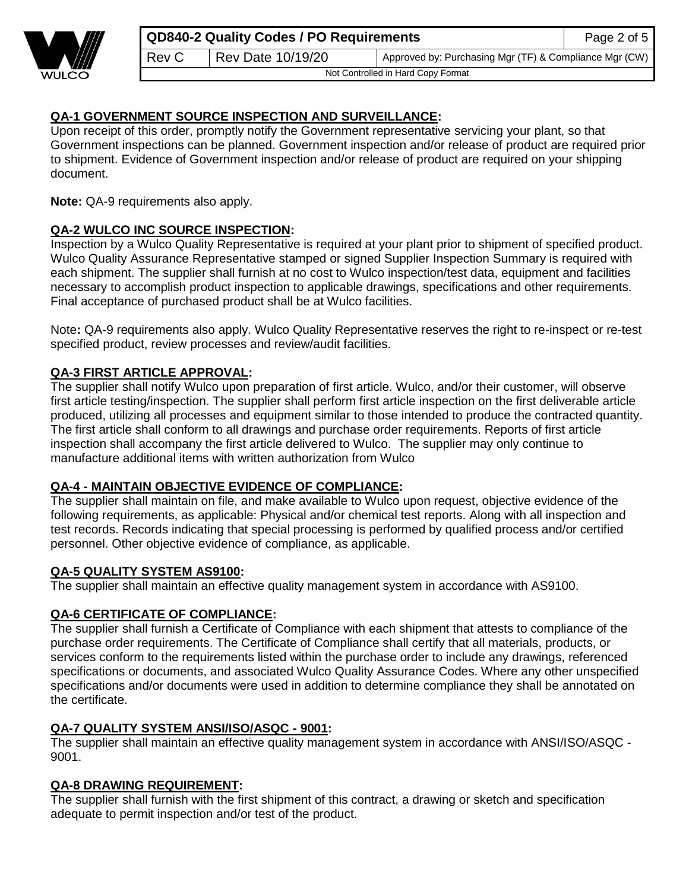## QA-1 GOVERNMENT SOURCE INSPECTION AND SURVEILLANCE:

Upon receipt of this order, promptly notify the Government representative servicing your plant, so that Government inspections can be planned. Government inspection and/or release of product are required prior to shipment. Evidence of Government inspection and/or release of product are required on your shipping document.

**Note:** QA-9 requirements also apply.

## QA-2 WULCO INC SOURCE INSPECTION:

Inspection by a Wulco Quality Representative is required at your plant prior to shipment of specified product. Wulco Quality Assurance Representative stamped or signed Supplier Inspection Summary is required with each shipment. The supplier shall furnish at no cost to Wulco inspection/test data, equipment and facilities necessary to accomplish product inspection to applicable drawings, specifications and other requirements. Final acceptance of purchased product shall be at Wulco facilities.

Note**:** QA-9 requirements also apply. Wulco Quality Representative reserves the right to re-inspect or re-test specified product, review processes and review/audit facilities.

## QA-3 FIRST ARTICLE APPROVAL:

The supplier shall notify Wulco upon preparation of first article. Wulco, and/or their customer, will observe first article testing/inspection. The supplier shall perform first article inspection on the first deliverable article produced, utilizing all processes and equipment similar to those intended to produce the contracted quantity. The first article shall conform to all drawings and purchase order requirements. Reports of first article inspection shall accompany the first article delivered to Wulco. The supplier may only continue to manufacture additional items with written authorization from Wulco

## QA-4 - MAINTAIN OBJECTIVE EVIDENCE OF COMPLIANCE:

The supplier shall maintain on file, and make available to Wulco upon request, objective evidence of the following requirements, as applicable: Physical and/or chemical test reports. Along with all inspection and test records. Records indicating that special processing is performed by qualified process and/or certified personnel. Other objective evidence of compliance, as applicable.

## QA-5 QUALITY SYSTEM AS9100:

The supplier shall maintain an effective quality management system in accordance with AS9100.

## QA-6 CERTIFICATE OF COMPLIANCE:

The supplier shall furnish a Certificate of Compliance with each shipment that attests to compliance of the purchase order requirements. The Certificate of Compliance shall certify that all materials, products, or services conform to the requirements listed within the purchase order to include any drawings, referenced specifications or documents, and associated Wulco Quality Assurance Codes. Where any other unspecified specifications and/or documents were used in addition to determine compliance they shall be annotated on the certificate.

## QA-7 QUALITY SYSTEM ANSI/ISO/ASQC - 9001:

The supplier shall maintain an effective quality management system in accordance with ANSI/ISO/ASQC - 9001.

## QA-8 DRAWING REQUIREMENT:

The supplier shall furnish with the first shipment of this contract, a drawing or sketch and specification adequate to permit inspection and/or test of the product.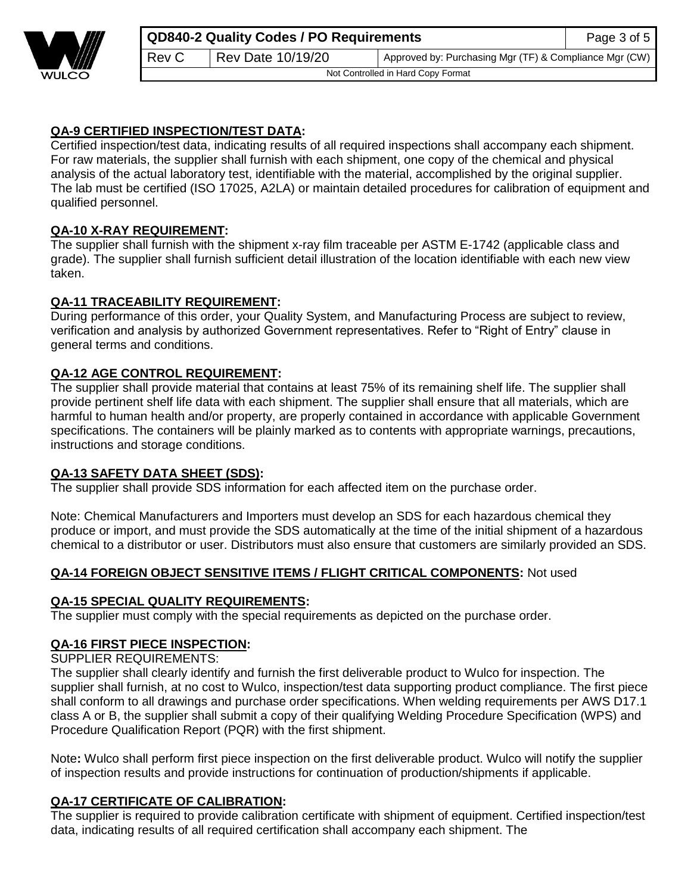**QA-9 CERTIFIED INSPECTION/TEST DATA:**
Certified inspection/test data, indicating results of all required inspections shall accompany each shipment. For raw materials, the supplier shall furnish with each shipment, one copy of the chemical and physical analysis of the actual laboratory test, identifiable with the material, accomplished by the original supplier. The lab must be certified (ISO 17025, A2LA) or maintain detailed procedures for calibration of equipment and qualified personnel.

**QA-10 X-RAY REQUIREMENT:**
The supplier shall furnish with the shipment x-ray film traceable per ASTM E-1742 (applicable class and grade). The supplier shall furnish sufficient detail illustration of the location identifiable with each new view taken.

**QA-11 TRACEABILITY REQUIREMENT:**
During performance of this order, your Quality System, and Manufacturing Process are subject to review, verification and analysis by authorized Government representatives. Refer to "Right of Entry" clause in general terms and conditions.

**QA-12 AGE CONTROL REQUIREMENT:**
The supplier shall provide material that contains at least 75% of its remaining shelf life. The supplier shall provide pertinent shelf life data with each shipment. The supplier shall ensure that all materials, which are harmful to human health and/or property, are properly contained in accordance with applicable Government specifications. The containers will be plainly marked as to contents with appropriate warnings, precautions, instructions and storage conditions.

**QA-13 SAFETY DATA SHEET (SDS):**
The supplier shall provide SDS information for each affected item on the purchase order.

Note: Chemical Manufacturers and Importers must develop an SDS for each hazardous chemical they produce or import, and must provide the SDS automatically at the time of the initial shipment of a hazardous chemical to a distributor or user. Distributors must also ensure that customers are similarly provided an SDS.

**QA-14 FOREIGN OBJECT SENSITIVE ITEMS / FLIGHT CRITICAL COMPONENTS:** Not used

**QA-15 SPECIAL QUALITY REQUIREMENTS:**
The supplier must comply with the special requirements as depicted on the purchase order.

**QA-16 FIRST PIECE INSPECTION:**
SUPPLIER REQUIREMENTS:
The supplier shall clearly identify and furnish the first deliverable product to Wulco for inspection. The supplier shall furnish, at no cost to Wulco, inspection/test data supporting product compliance. The first piece shall conform to all drawings and purchase order specifications. When welding requirements per AWS D17.1 class A or B, the supplier shall submit a copy of their qualifying Welding Procedure Specification (WPS) and Procedure Qualification Report (PQR) with the first shipment.

Note**:** Wulco shall perform first piece inspection on the first deliverable product. Wulco will notify the supplier of inspection results and provide instructions for continuation of production/shipments if applicable.

**QA-17 CERTIFICATE OF CALIBRATION:**
The supplier is required to provide calibration certificate with shipment of equipment. Certified inspection/test data, indicating results of all required certification shall accompany each shipment. The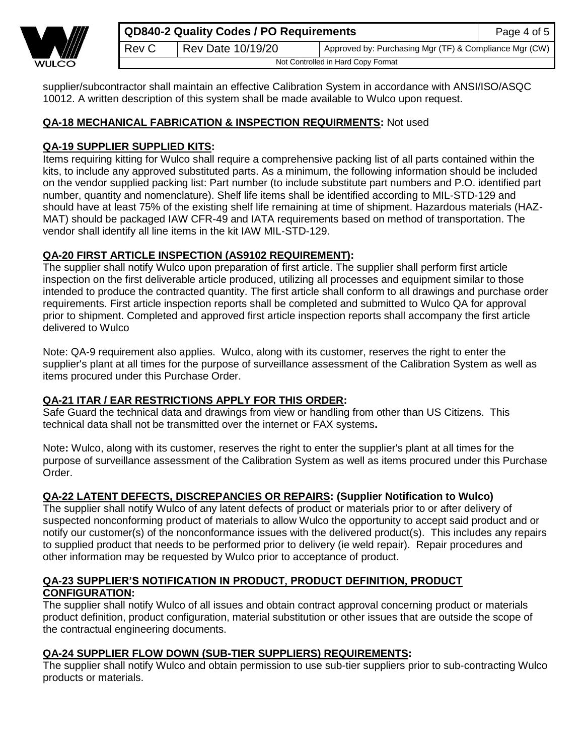supplier/subcontractor shall maintain an effective Calibration System in accordance with ANSI/ISO/ASQC 10012. A written description of this system shall be made available to Wulco upon request.

**QA-18 MECHANICAL FABRICATION & INSPECTION REQUIRMENTS:** Not used

**QA-19 SUPPLIER SUPPLIED KITS:**
Items requiring kitting for Wulco shall require a comprehensive packing list of all parts contained within the kits, to include any approved substituted parts. As a minimum, the following information should be included on the vendor supplied packing list: Part number (to include substitute part numbers and P.O. identified part number, quantity and nomenclature). Shelf life items shall be identified according to MIL-STD-129 and should have at least 75% of the existing shelf life remaining at time of shipment. Hazardous materials (HAZ-MAT) should be packaged IAW CFR-49 and IATA requirements based on method of transportation. The vendor shall identify all line items in the kit IAW MIL-STD-129.

**QA-20 FIRST ARTICLE INSPECTION (AS9102 REQUIREMENT):**
The supplier shall notify Wulco upon preparation of first article. The supplier shall perform first article inspection on the first deliverable article produced, utilizing all processes and equipment similar to those intended to produce the contracted quantity. The first article shall conform to all drawings and purchase order requirements. First article inspection reports shall be completed and submitted to Wulco QA for approval prior to shipment. Completed and approved first article inspection reports shall accompany the first article delivered to Wulco

Note: QA-9 requirement also applies. Wulco, along with its customer, reserves the right to enter the supplier's plant at all times for the purpose of surveillance assessment of the Calibration System as well as items procured under this Purchase Order.

**QA-21 ITAR / EAR RESTRICTIONS APPLY FOR THIS ORDER:**
Safe Guard the technical data and drawings from view or handling from other than US Citizens. This technical data shall not be transmitted over the internet or FAX systems**.**

Note**:** Wulco, along with its customer, reserves the right to enter the supplier's plant at all times for the purpose of surveillance assessment of the Calibration System as well as items procured under this Purchase Order.

**QA-22 LATENT DEFECTS, DISCREPANCIES OR REPAIRS: (Supplier Notification to Wulco)**
The supplier shall notify Wulco of any latent defects of product or materials prior to or after delivery of suspected nonconforming product of materials to allow Wulco the opportunity to accept said product and or notify our customer(s) of the nonconformance issues with the delivered product(s). This includes any repairs to supplied product that needs to be performed prior to delivery (ie weld repair). Repair procedures and other information may be requested by Wulco prior to acceptance of product.

**QA-23 SUPPLIER'S NOTIFICATION IN PRODUCT, PRODUCT DEFINITION, PRODUCT CONFIGURATION:**
The supplier shall notify Wulco of all issues and obtain contract approval concerning product or materials product definition, product configuration, material substitution or other issues that are outside the scope of the contractual engineering documents.

**QA-24 SUPPLIER FLOW DOWN (SUB-TIER SUPPLIERS) REQUIREMENTS:**
The supplier shall notify Wulco and obtain permission to use sub-tier suppliers prior to sub-contracting Wulco products or materials.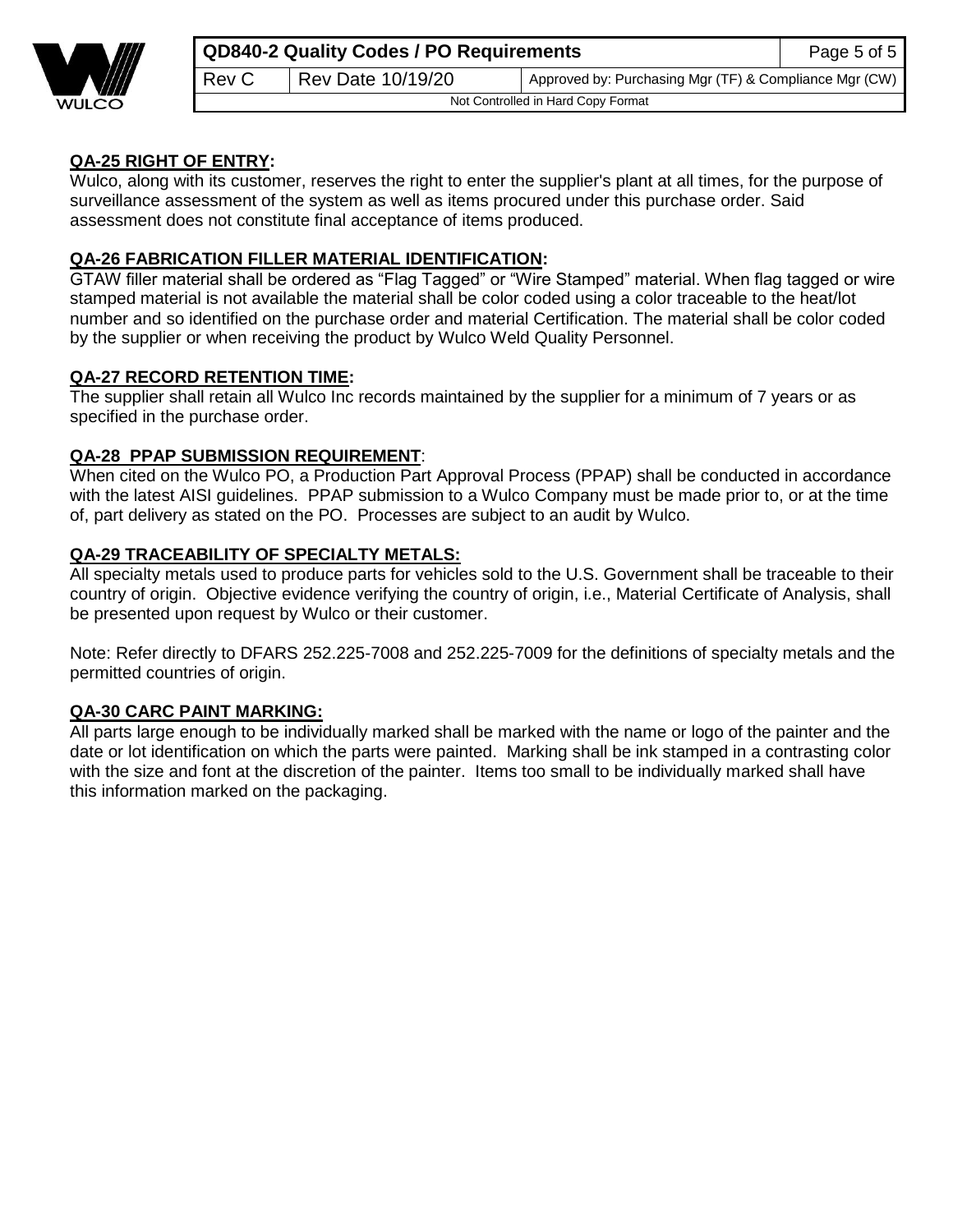**<u>QA-25 RIGHT OF ENTRY</u>:**
Wulco, along with its customer, reserves the right to enter the supplier's plant at all times, for the purpose of surveillance assessment of the system as well as items procured under this purchase order. Said assessment does not constitute final acceptance of items produced.

**<u>QA-26 FABRICATION FILLER MATERIAL IDENTIFICATION</u>:**
GTAW filler material shall be ordered as "Flag Tagged" or "Wire Stamped" material. When flag tagged or wire stamped material is not available the material shall be color coded using a color traceable to the heat/lot number and so identified on the purchase order and material Certification. The material shall be color coded by the supplier or when receiving the product by Wulco Weld Quality Personnel.

**<u>QA-27 RECORD RETENTION TIME</u>:**
The supplier shall retain all Wulco Inc records maintained by the supplier for a minimum of 7 years or as specified in the purchase order.

**<u>QA-28 PPAP SUBMISSION REQUIREMENT</u>:**
When cited on the Wulco PO, a Production Part Approval Process (PPAP) shall be conducted in accordance with the latest AISI guidelines. PPAP submission to a Wulco Company must be made prior to, or at the time of, part delivery as stated on the PO. Processes are subject to an audit by Wulco.

**<u>QA-29 TRACEABILITY OF SPECIALTY METALS:</u>**
All specialty metals used to produce parts for vehicles sold to the U.S. Government shall be traceable to their country of origin. Objective evidence verifying the country of origin, i.e., Material Certificate of Analysis, shall be presented upon request by Wulco or their customer.

Note: Refer directly to DFARS 252.225-7008 and 252.225-7009 for the definitions of specialty metals and the permitted countries of origin.

**<u>QA-30 CARC PAINT MARKING:</u>**
All parts large enough to be individually marked shall be marked with the name or logo of the painter and the date or lot identification on which the parts were painted. Marking shall be ink stamped in a contrasting color with the size and font at the discretion of the painter. Items too small to be individually marked shall have this information marked on the packaging.